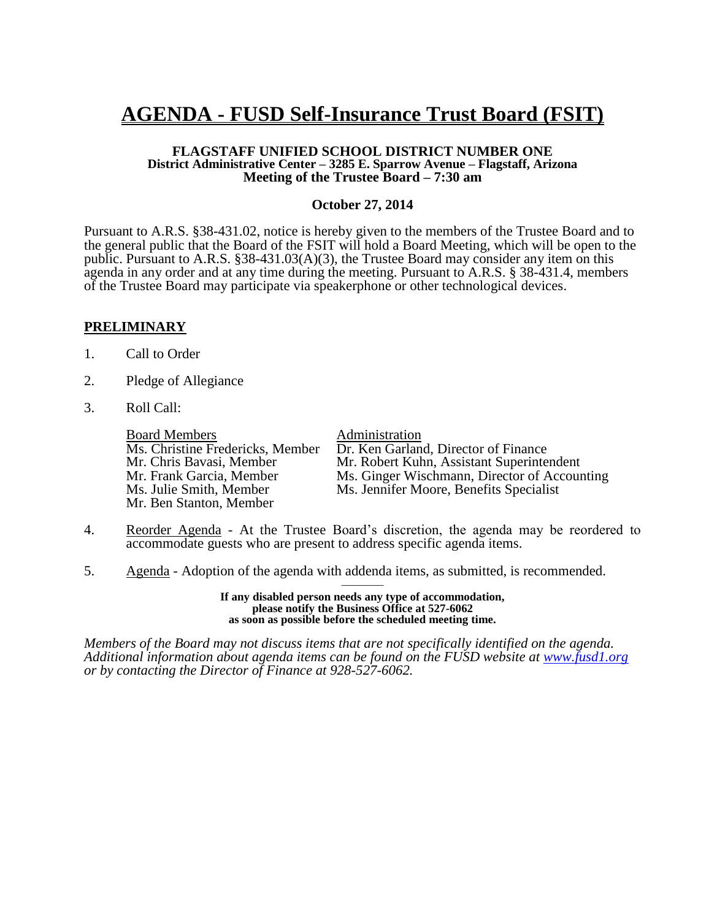# AGENDA - FUSD Self-Insurance Trust Board (FSIT)

**FLAGSTAFF UNIFIED SCHOOL DISTRICT NUMBER ONE**
**District Administrative Center – 3285 E. Sparrow Avenue – Flagstaff, Arizona**
**Meeting of the Trustee Board – 7:30 am**

**October 27, 2014**

Pursuant to A.R.S. §38-431.02, notice is hereby given to the members of the Trustee Board and to the general public that the Board of the FSIT will hold a Board Meeting, which will be open to the public. Pursuant to A.R.S. §38-431.03(A)(3), the Trustee Board may consider any item on this agenda in any order and at any time during the meeting. Pursuant to A.R.S. § 38-431.4, members of the Trustee Board may participate via speakerphone or other technological devices.

## PRELIMINARY

1. Call to Order
2. Pledge of Allegiance
3. Roll Call:

| Board Members | Administration |
|---|---|
| Ms. Christine Fredericks, Member | Dr. Ken Garland, Director of Finance |
| Mr. Chris Bavasi, Member | Mr. Robert Kuhn, Assistant Superintendent |
| Mr. Frank Garcia, Member | Ms. Ginger Wischmann, Director of Accounting |
| Ms. Julie Smith, Member | Ms. Jennifer Moore, Benefits Specialist |
| Mr. Ben Stanton, Member | |

4. Reorder Agenda - At the Trustee Board's discretion, the agenda may be reordered to accommodate guests who are present to address specific agenda items.
5. Agenda - Adoption of the agenda with addenda items, as submitted, is recommended.

**If any disabled person needs any type of accommodation, please notify the Business Office at 527-6062 as soon as possible before the scheduled meeting time.**

*Members of the Board may not discuss items that are not specifically identified on the agenda. Additional information about agenda items can be found on the FUSD website at www.fusd1.org or by contacting the Director of Finance at 928-527-6062.*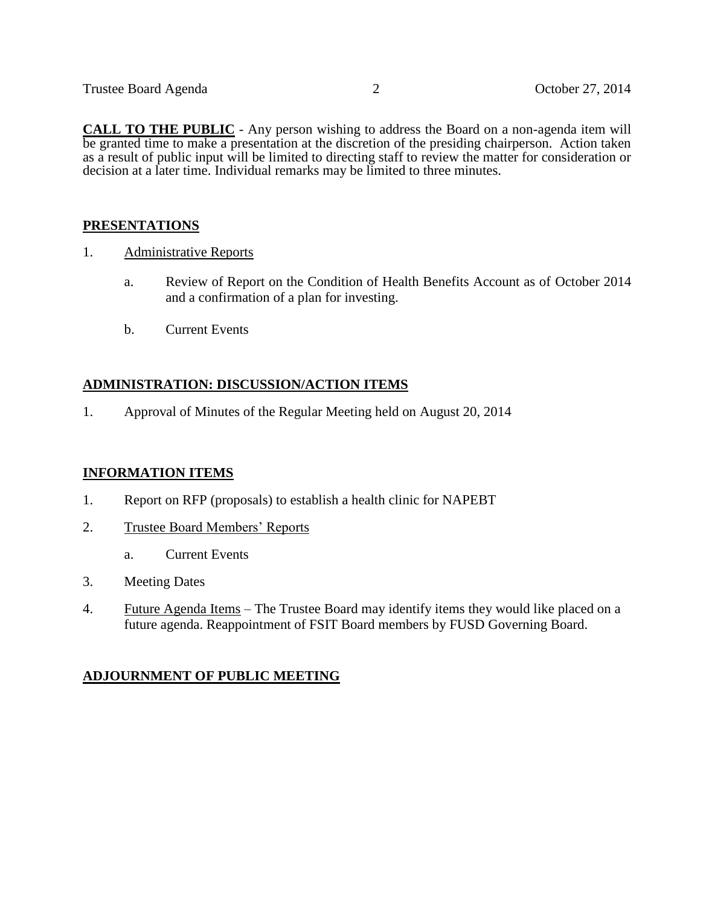**CALL TO THE PUBLIC** - Any person wishing to address the Board on a non-agenda item will be granted time to make a presentation at the discretion of the presiding chairperson. Action taken as a result of public input will be limited to directing staff to review the matter for consideration or decision at a later time. Individual remarks may be limited to three minutes.

## PRESENTATIONS

1. Administrative Reports

    a. Review of Report on the Condition of Health Benefits Account as of October 2014 and a confirmation of a plan for investing.

    b. Current Events

## ADMINISTRATION: DISCUSSION/ACTION ITEMS

1. Approval of Minutes of the Regular Meeting held on August 20, 2014

## INFORMATION ITEMS

1. Report on RFP (proposals) to establish a health clinic for NAPEBT

2. Trustee Board Members' Reports

    a. Current Events

3. Meeting Dates

4. Future Agenda Items – The Trustee Board may identify items they would like placed on a future agenda. Reappointment of FSIT Board members by FUSD Governing Board.

## ADJOURNMENT OF PUBLIC MEETING